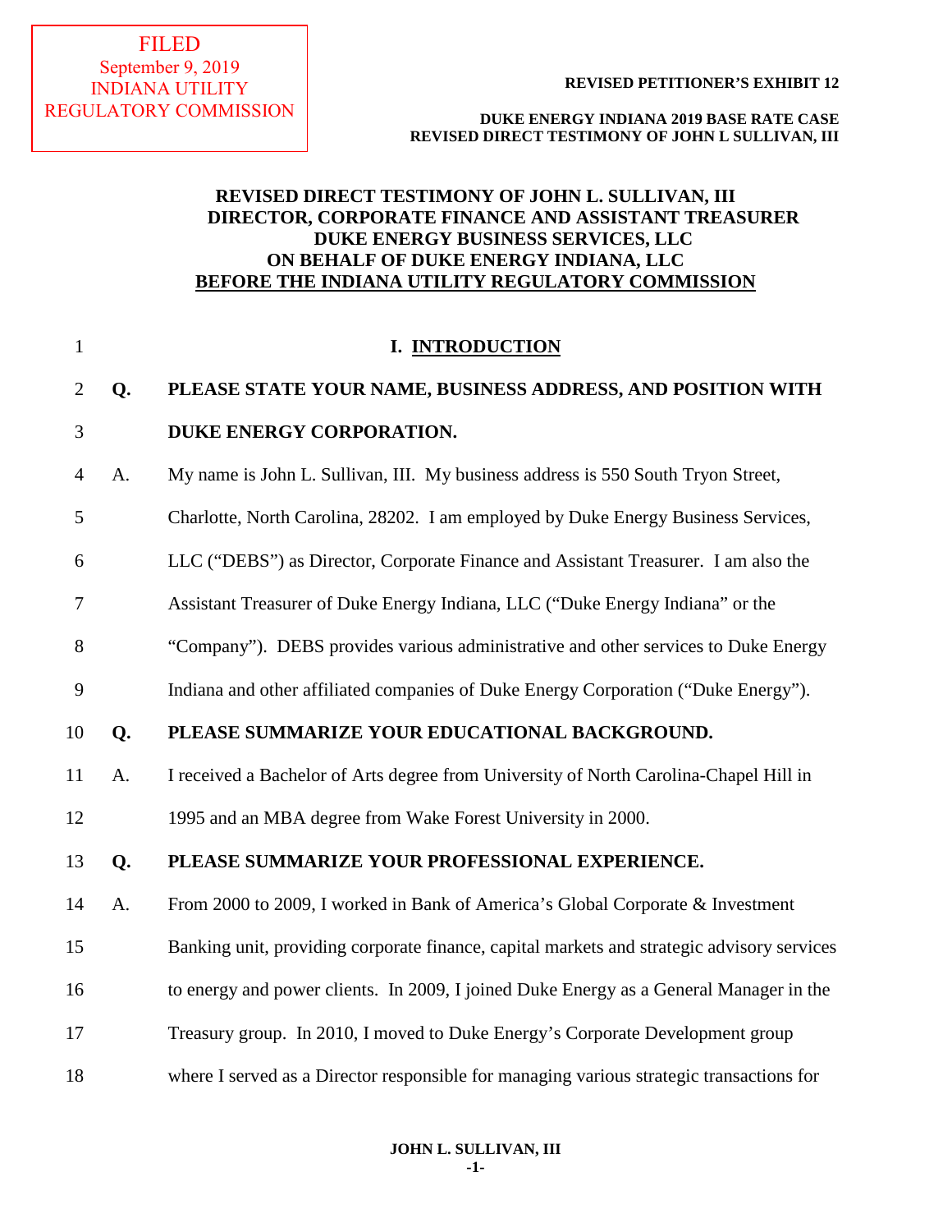FILED
September 9, 2019
INDIANA UTILITY
REGULATORY COMMISSION

**REVISED PETITIONER'S EXHIBIT 12**

**DUKE ENERGY INDIANA 2019 BASE RATE CASE**
**REVISED DIRECT TESTIMONY OF JOHN L SULLIVAN, III**

# REVISED DIRECT TESTIMONY OF JOHN L. SULLIVAN, III
# DIRECTOR, CORPORATE FINANCE AND ASSISTANT TREASURER
# DUKE ENERGY BUSINESS SERVICES, LLC
# ON BEHALF OF DUKE ENERGY INDIANA, LLC
# BEFORE THE INDIANA UTILITY REGULATORY COMMISSION

## I. INTRODUCTION

**Q. PLEASE STATE YOUR NAME, BUSINESS ADDRESS, AND POSITION WITH DUKE ENERGY CORPORATION.**

A. My name is John L. Sullivan, III. My business address is 550 South Tryon Street, Charlotte, North Carolina, 28202. I am employed by Duke Energy Business Services, LLC ("DEBS") as Director, Corporate Finance and Assistant Treasurer. I am also the Assistant Treasurer of Duke Energy Indiana, LLC ("Duke Energy Indiana" or the "Company"). DEBS provides various administrative and other services to Duke Energy Indiana and other affiliated companies of Duke Energy Corporation ("Duke Energy").

**Q. PLEASE SUMMARIZE YOUR EDUCATIONAL BACKGROUND.**

A. I received a Bachelor of Arts degree from University of North Carolina-Chapel Hill in 1995 and an MBA degree from Wake Forest University in 2000.

**Q. PLEASE SUMMARIZE YOUR PROFESSIONAL EXPERIENCE.**

A. From 2000 to 2009, I worked in Bank of America's Global Corporate & Investment Banking unit, providing corporate finance, capital markets and strategic advisory services to energy and power clients. In 2009, I joined Duke Energy as a General Manager in the Treasury group. In 2010, I moved to Duke Energy's Corporate Development group where I served as a Director responsible for managing various strategic transactions for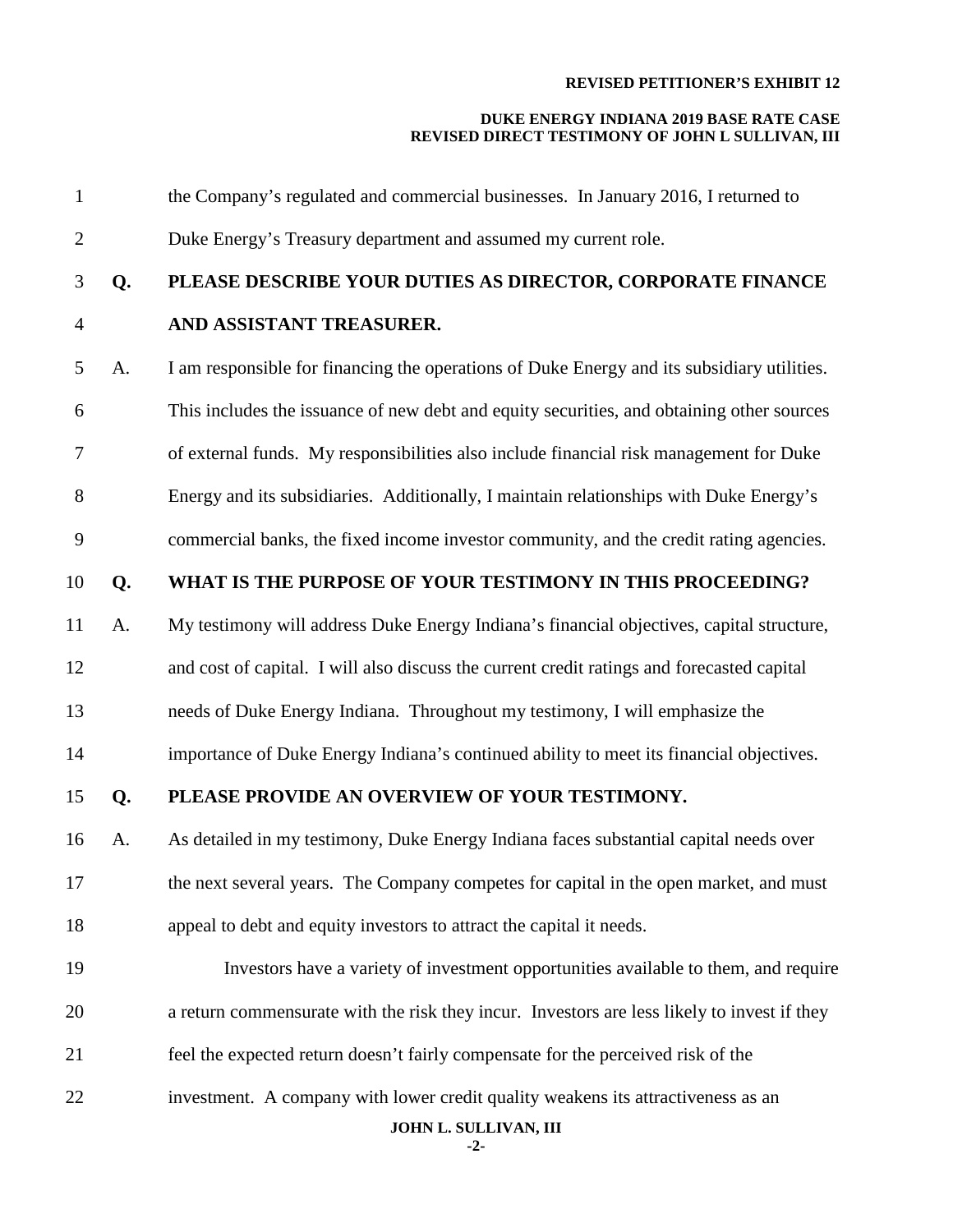the Company's regulated and commercial businesses. In January 2016, I returned to Duke Energy's Treasury department and assumed my current role.

**Q. PLEASE DESCRIBE YOUR DUTIES AS DIRECTOR, CORPORATE FINANCE AND ASSISTANT TREASURER.**

A. I am responsible for financing the operations of Duke Energy and its subsidiary utilities. This includes the issuance of new debt and equity securities, and obtaining other sources of external funds. My responsibilities also include financial risk management for Duke Energy and its subsidiaries. Additionally, I maintain relationships with Duke Energy's commercial banks, the fixed income investor community, and the credit rating agencies.

**Q. WHAT IS THE PURPOSE OF YOUR TESTIMONY IN THIS PROCEEDING?**

A. My testimony will address Duke Energy Indiana's financial objectives, capital structure, and cost of capital. I will also discuss the current credit ratings and forecasted capital needs of Duke Energy Indiana. Throughout my testimony, I will emphasize the importance of Duke Energy Indiana's continued ability to meet its financial objectives.

**Q. PLEASE PROVIDE AN OVERVIEW OF YOUR TESTIMONY.**

A. As detailed in my testimony, Duke Energy Indiana faces substantial capital needs over the next several years. The Company competes for capital in the open market, and must appeal to debt and equity investors to attract the capital it needs.

Investors have a variety of investment opportunities available to them, and require a return commensurate with the risk they incur. Investors are less likely to invest if they feel the expected return doesn't fairly compensate for the perceived risk of the investment. A company with lower credit quality weakens its attractiveness as an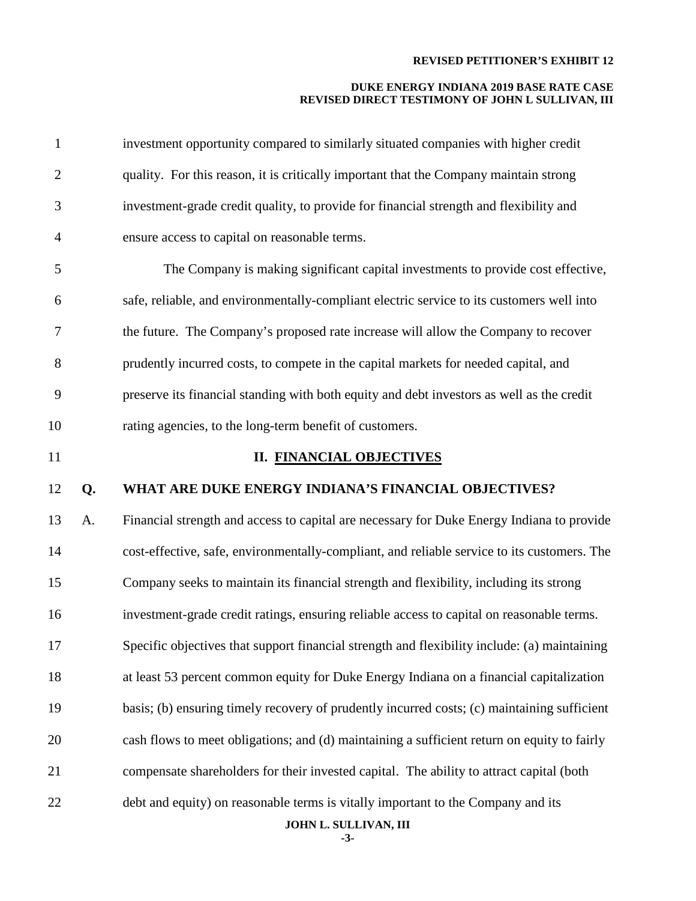investment opportunity compared to similarly situated companies with higher credit quality. For this reason, it is critically important that the Company maintain strong investment-grade credit quality, to provide for financial strength and flexibility and ensure access to capital on reasonable terms.

The Company is making significant capital investments to provide cost effective, safe, reliable, and environmentally-compliant electric service to its customers well into the future. The Company's proposed rate increase will allow the Company to recover prudently incurred costs, to compete in the capital markets for needed capital, and preserve its financial standing with both equity and debt investors as well as the credit rating agencies, to the long-term benefit of customers.

## II. FINANCIAL OBJECTIVES

**Q. WHAT ARE DUKE ENERGY INDIANA'S FINANCIAL OBJECTIVES?**

A. Financial strength and access to capital are necessary for Duke Energy Indiana to provide cost-effective, safe, environmentally-compliant, and reliable service to its customers. The Company seeks to maintain its financial strength and flexibility, including its strong investment-grade credit ratings, ensuring reliable access to capital on reasonable terms. Specific objectives that support financial strength and flexibility include: (a) maintaining at least 53 percent common equity for Duke Energy Indiana on a financial capitalization basis; (b) ensuring timely recovery of prudently incurred costs; (c) maintaining sufficient cash flows to meet obligations; and (d) maintaining a sufficient return on equity to fairly compensate shareholders for their invested capital. The ability to attract capital (both debt and equity) on reasonable terms is vitally important to the Company and its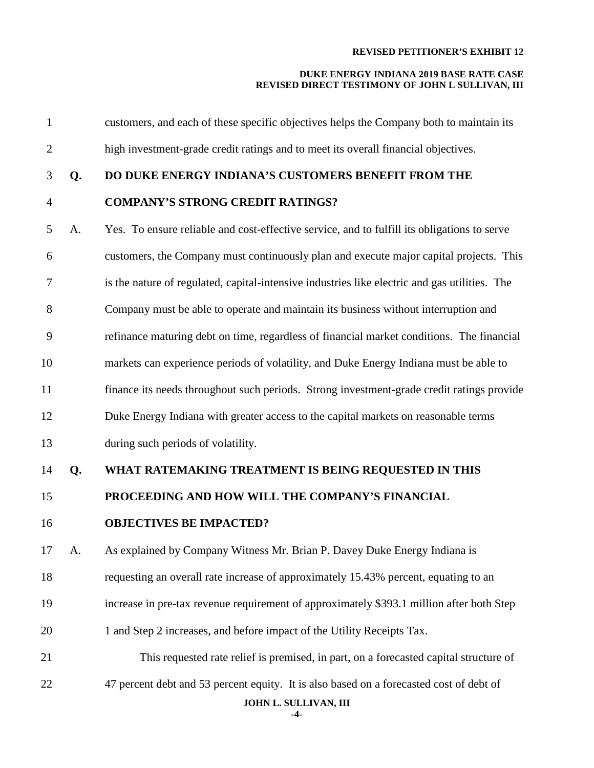customers, and each of these specific objectives helps the Company both to maintain its high investment-grade credit ratings and to meet its overall financial objectives.

**Q. DO DUKE ENERGY INDIANA'S CUSTOMERS BENEFIT FROM THE COMPANY'S STRONG CREDIT RATINGS?**

A. Yes. To ensure reliable and cost-effective service, and to fulfill its obligations to serve customers, the Company must continuously plan and execute major capital projects. This is the nature of regulated, capital-intensive industries like electric and gas utilities. The Company must be able to operate and maintain its business without interruption and refinance maturing debt on time, regardless of financial market conditions. The financial markets can experience periods of volatility, and Duke Energy Indiana must be able to finance its needs throughout such periods. Strong investment-grade credit ratings provide Duke Energy Indiana with greater access to the capital markets on reasonable terms during such periods of volatility.

**Q. WHAT RATEMAKING TREATMENT IS BEING REQUESTED IN THIS PROCEEDING AND HOW WILL THE COMPANY'S FINANCIAL OBJECTIVES BE IMPACTED?**

A. As explained by Company Witness Mr. Brian P. Davey Duke Energy Indiana is requesting an overall rate increase of approximately 15.43% percent, equating to an increase in pre-tax revenue requirement of approximately $393.1 million after both Step 1 and Step 2 increases, and before impact of the Utility Receipts Tax.

This requested rate relief is premised, in part, on a forecasted capital structure of 47 percent debt and 53 percent equity. It is also based on a forecasted cost of debt of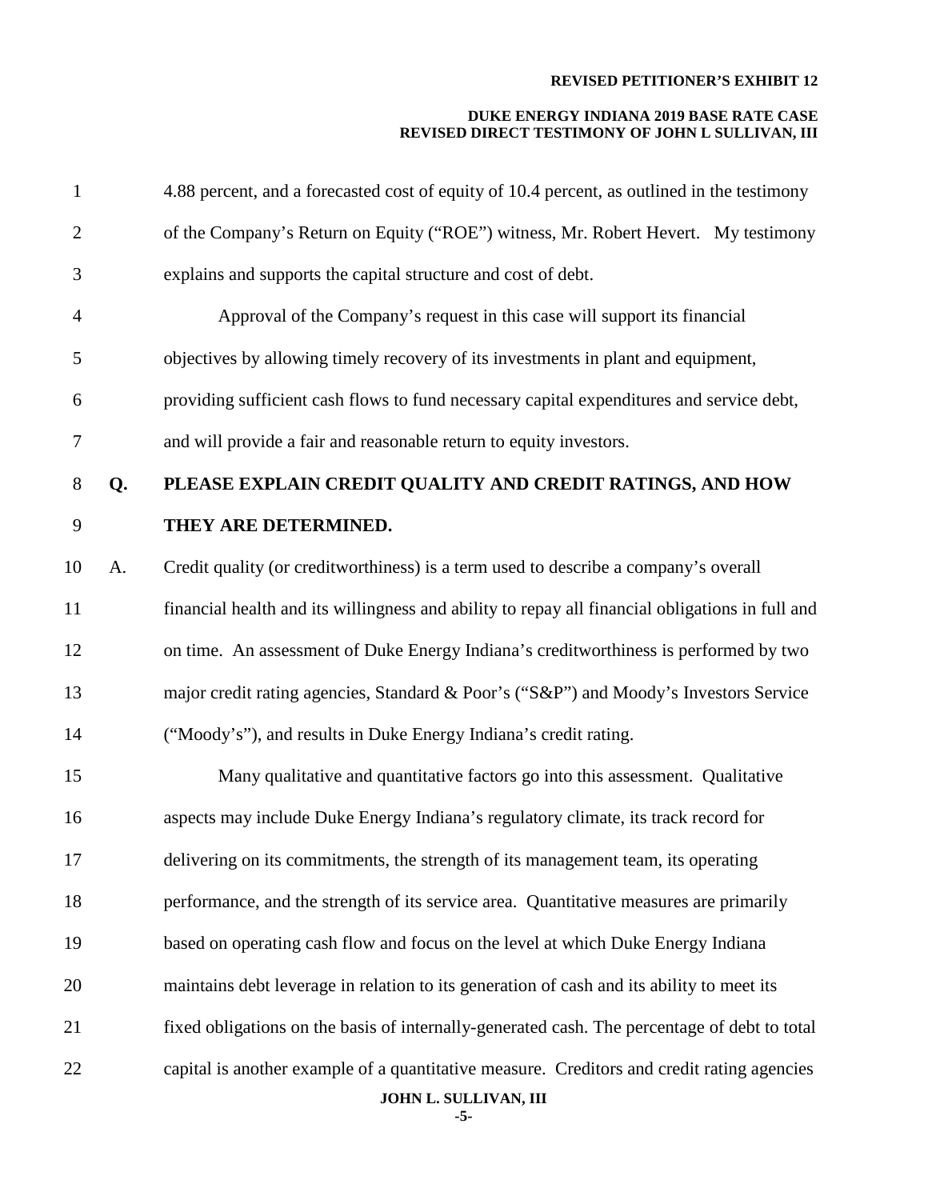4.88 percent, and a forecasted cost of equity of 10.4 percent, as outlined in the testimony of the Company's Return on Equity ("ROE") witness, Mr. Robert Hevert. My testimony explains and supports the capital structure and cost of debt.

Approval of the Company's request in this case will support its financial objectives by allowing timely recovery of its investments in plant and equipment, providing sufficient cash flows to fund necessary capital expenditures and service debt, and will provide a fair and reasonable return to equity investors.

**Q. PLEASE EXPLAIN CREDIT QUALITY AND CREDIT RATINGS, AND HOW THEY ARE DETERMINED.**

A. Credit quality (or creditworthiness) is a term used to describe a company's overall financial health and its willingness and ability to repay all financial obligations in full and on time. An assessment of Duke Energy Indiana's creditworthiness is performed by two major credit rating agencies, Standard & Poor's ("S&P") and Moody's Investors Service ("Moody's"), and results in Duke Energy Indiana's credit rating.

Many qualitative and quantitative factors go into this assessment. Qualitative aspects may include Duke Energy Indiana's regulatory climate, its track record for delivering on its commitments, the strength of its management team, its operating performance, and the strength of its service area. Quantitative measures are primarily based on operating cash flow and focus on the level at which Duke Energy Indiana maintains debt leverage in relation to its generation of cash and its ability to meet its fixed obligations on the basis of internally-generated cash. The percentage of debt to total capital is another example of a quantitative measure. Creditors and credit rating agencies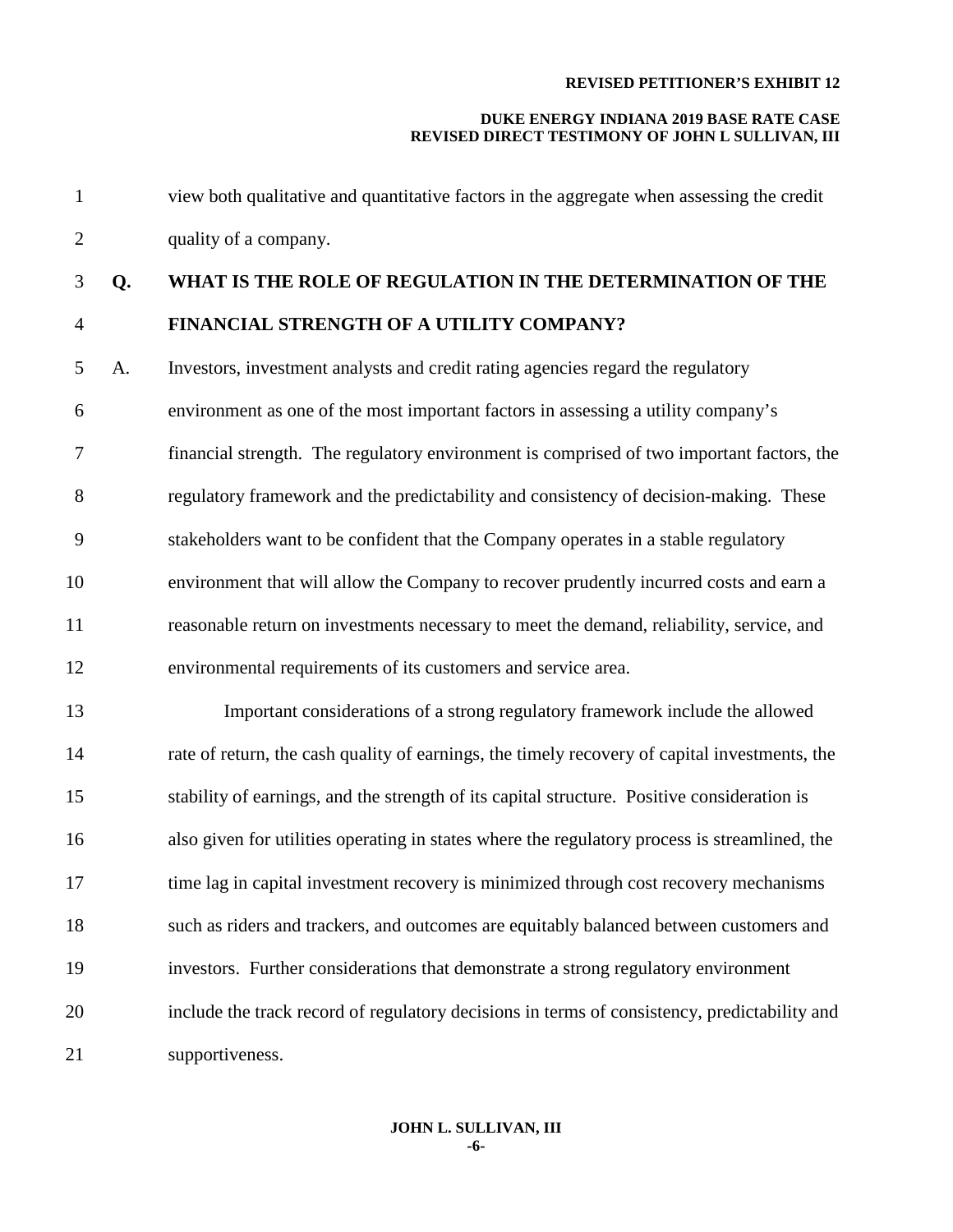view both qualitative and quantitative factors in the aggregate when assessing the credit quality of a company.

**Q. WHAT IS THE ROLE OF REGULATION IN THE DETERMINATION OF THE FINANCIAL STRENGTH OF A UTILITY COMPANY?**

A. Investors, investment analysts and credit rating agencies regard the regulatory environment as one of the most important factors in assessing a utility company's financial strength. The regulatory environment is comprised of two important factors, the regulatory framework and the predictability and consistency of decision-making. These stakeholders want to be confident that the Company operates in a stable regulatory environment that will allow the Company to recover prudently incurred costs and earn a reasonable return on investments necessary to meet the demand, reliability, service, and environmental requirements of its customers and service area.

Important considerations of a strong regulatory framework include the allowed rate of return, the cash quality of earnings, the timely recovery of capital investments, the stability of earnings, and the strength of its capital structure. Positive consideration is also given for utilities operating in states where the regulatory process is streamlined, the time lag in capital investment recovery is minimized through cost recovery mechanisms such as riders and trackers, and outcomes are equitably balanced between customers and investors. Further considerations that demonstrate a strong regulatory environment include the track record of regulatory decisions in terms of consistency, predictability and supportiveness.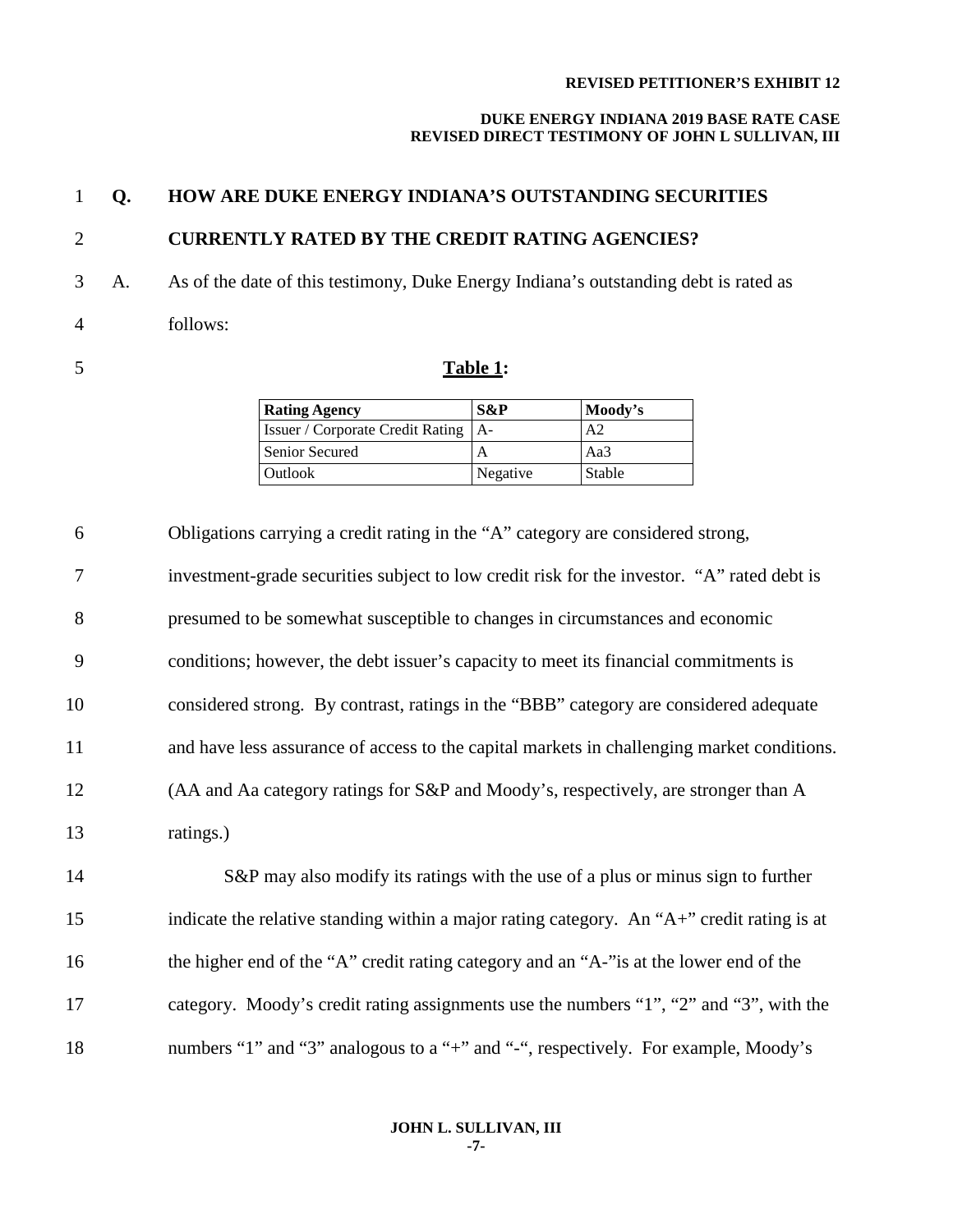**Q. HOW ARE DUKE ENERGY INDIANA'S OUTSTANDING SECURITIES CURRENTLY RATED BY THE CREDIT RATING AGENCIES?**

A. As of the date of this testimony, Duke Energy Indiana's outstanding debt is rated as follows:

**Table 1:**

| Rating Agency | S&P | Moody's |
|---|---|---|
| Issuer / Corporate Credit Rating | A- | A2 |
| Senior Secured | A | Aa3 |
| Outlook | Negative | Stable |

Obligations carrying a credit rating in the "A" category are considered strong, investment-grade securities subject to low credit risk for the investor. "A" rated debt is presumed to be somewhat susceptible to changes in circumstances and economic conditions; however, the debt issuer's capacity to meet its financial commitments is considered strong. By contrast, ratings in the "BBB" category are considered adequate and have less assurance of access to the capital markets in challenging market conditions. (AA and Aa category ratings for S&P and Moody's, respectively, are stronger than A ratings.)

S&P may also modify its ratings with the use of a plus or minus sign to further indicate the relative standing within a major rating category. An "A+" credit rating is at the higher end of the "A" credit rating category and an "A-"is at the lower end of the category. Moody's credit rating assignments use the numbers "1", "2" and "3", with the numbers "1" and "3" analogous to a "+" and "-", respectively. For example, Moody's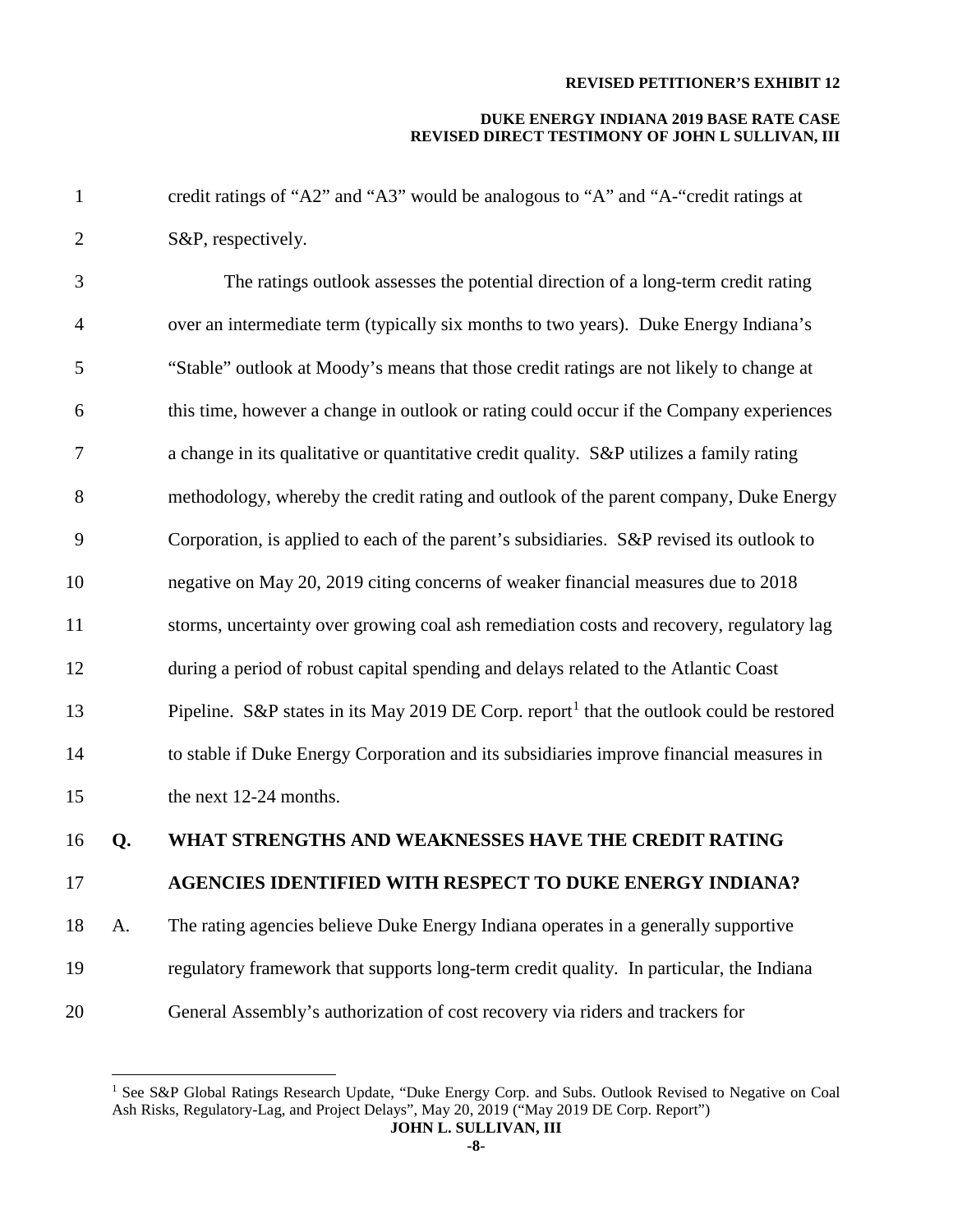credit ratings of "A2" and "A3" would be analogous to "A" and "A-"credit ratings at S&P, respectively.

The ratings outlook assesses the potential direction of a long-term credit rating over an intermediate term (typically six months to two years). Duke Energy Indiana's "Stable" outlook at Moody's means that those credit ratings are not likely to change at this time, however a change in outlook or rating could occur if the Company experiences a change in its qualitative or quantitative credit quality. S&P utilizes a family rating methodology, whereby the credit rating and outlook of the parent company, Duke Energy Corporation, is applied to each of the parent's subsidiaries. S&P revised its outlook to negative on May 20, 2019 citing concerns of weaker financial measures due to 2018 storms, uncertainty over growing coal ash remediation costs and recovery, regulatory lag during a period of robust capital spending and delays related to the Atlantic Coast Pipeline. S&P states in its May 2019 DE Corp. report[1] that the outlook could be restored to stable if Duke Energy Corporation and its subsidiaries improve financial measures in the next 12-24 months.

**Q. WHAT STRENGTHS AND WEAKNESSES HAVE THE CREDIT RATING AGENCIES IDENTIFIED WITH RESPECT TO DUKE ENERGY INDIANA?**

A. The rating agencies believe Duke Energy Indiana operates in a generally supportive regulatory framework that supports long-term credit quality. In particular, the Indiana General Assembly's authorization of cost recovery via riders and trackers for

[1] See S&P Global Ratings Research Update, "Duke Energy Corp. and Subs. Outlook Revised to Negative on Coal Ash Risks, Regulatory-Lag, and Project Delays", May 20, 2019 ("May 2019 DE Corp. Report")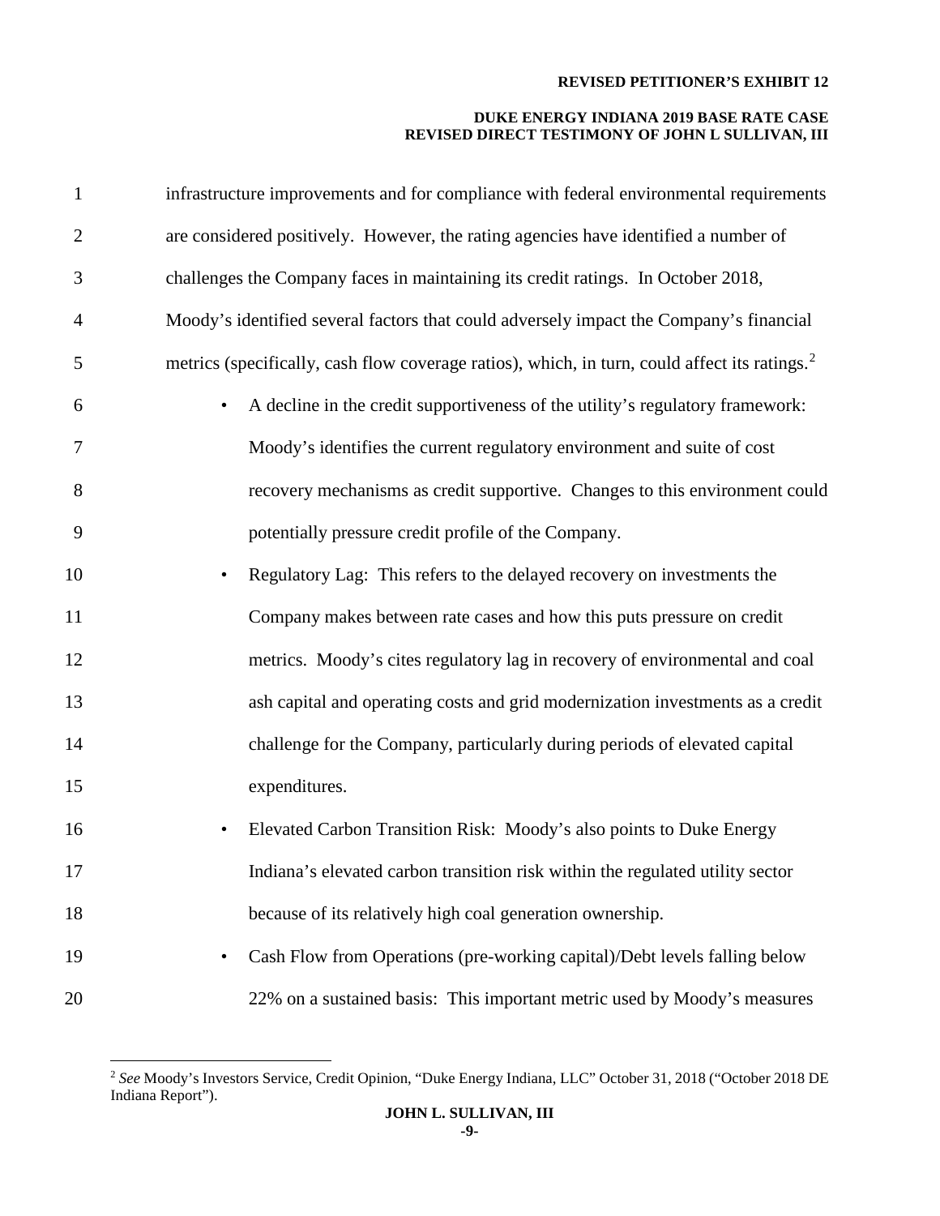infrastructure improvements and for compliance with federal environmental requirements are considered positively. However, the rating agencies have identified a number of challenges the Company faces in maintaining its credit ratings. In October 2018, Moody's identified several factors that could adversely impact the Company's financial metrics (specifically, cash flow coverage ratios), which, in turn, could affect its ratings.[2]

- A decline in the credit supportiveness of the utility's regulatory framework: Moody's identifies the current regulatory environment and suite of cost recovery mechanisms as credit supportive. Changes to this environment could potentially pressure credit profile of the Company.
- Regulatory Lag: This refers to the delayed recovery on investments the Company makes between rate cases and how this puts pressure on credit metrics. Moody's cites regulatory lag in recovery of environmental and coal ash capital and operating costs and grid modernization investments as a credit challenge for the Company, particularly during periods of elevated capital expenditures.
- Elevated Carbon Transition Risk: Moody's also points to Duke Energy Indiana's elevated carbon transition risk within the regulated utility sector because of its relatively high coal generation ownership.
- Cash Flow from Operations (pre-working capital)/Debt levels falling below 22% on a sustained basis: This important metric used by Moody's measures

---

[2] *See* Moody's Investors Service, Credit Opinion, "Duke Energy Indiana, LLC" October 31, 2018 ("October 2018 DE Indiana Report").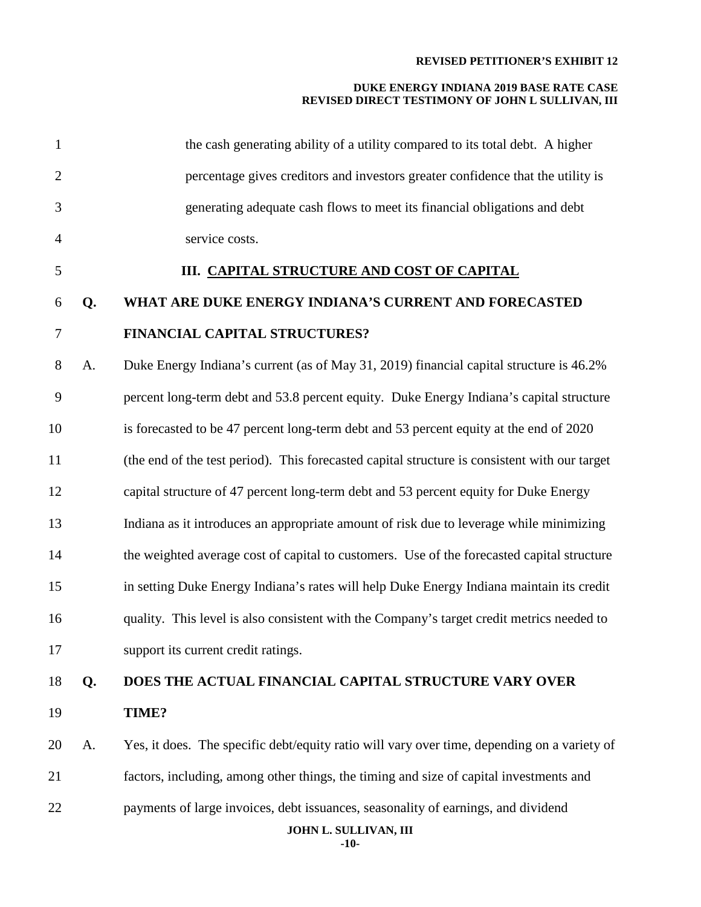the cash generating ability of a utility compared to its total debt. A higher percentage gives creditors and investors greater confidence that the utility is generating adequate cash flows to meet its financial obligations and debt service costs.

## III. CAPITAL STRUCTURE AND COST OF CAPITAL

**Q. WHAT ARE DUKE ENERGY INDIANA'S CURRENT AND FORECASTED FINANCIAL CAPITAL STRUCTURES?**

A. Duke Energy Indiana's current (as of May 31, 2019) financial capital structure is 46.2% percent long-term debt and 53.8 percent equity. Duke Energy Indiana's capital structure is forecasted to be 47 percent long-term debt and 53 percent equity at the end of 2020 (the end of the test period). This forecasted capital structure is consistent with our target capital structure of 47 percent long-term debt and 53 percent equity for Duke Energy Indiana as it introduces an appropriate amount of risk due to leverage while minimizing the weighted average cost of capital to customers. Use of the forecasted capital structure in setting Duke Energy Indiana's rates will help Duke Energy Indiana maintain its credit quality. This level is also consistent with the Company's target credit metrics needed to support its current credit ratings.

**Q. DOES THE ACTUAL FINANCIAL CAPITAL STRUCTURE VARY OVER TIME?**

A. Yes, it does. The specific debt/equity ratio will vary over time, depending on a variety of factors, including, among other things, the timing and size of capital investments and payments of large invoices, debt issuances, seasonality of earnings, and dividend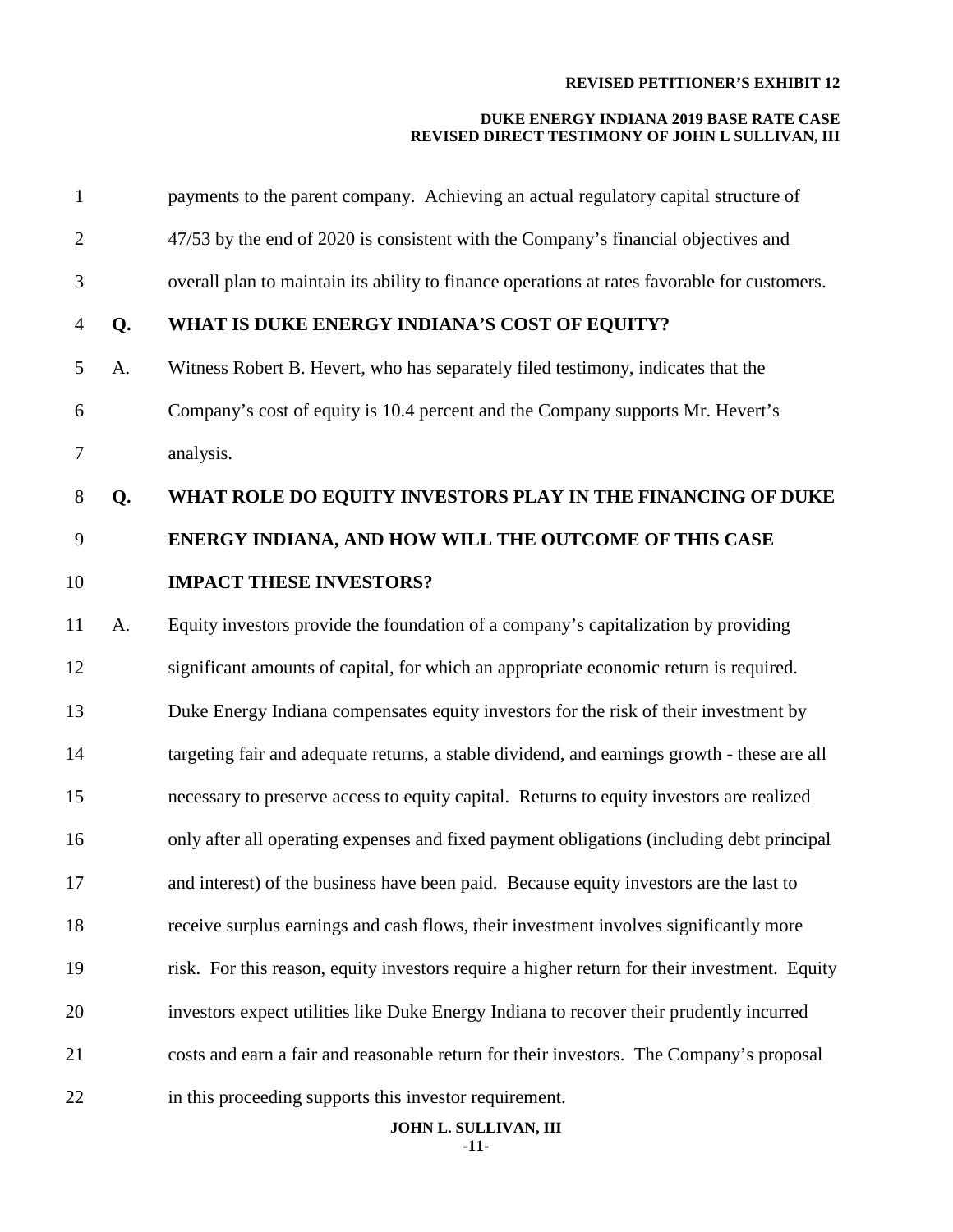payments to the parent company. Achieving an actual regulatory capital structure of 47/53 by the end of 2020 is consistent with the Company's financial objectives and overall plan to maintain its ability to finance operations at rates favorable for customers.

**Q. WHAT IS DUKE ENERGY INDIANA'S COST OF EQUITY?**

A. Witness Robert B. Hevert, who has separately filed testimony, indicates that the Company's cost of equity is 10.4 percent and the Company supports Mr. Hevert's analysis.

**Q. WHAT ROLE DO EQUITY INVESTORS PLAY IN THE FINANCING OF DUKE ENERGY INDIANA, AND HOW WILL THE OUTCOME OF THIS CASE IMPACT THESE INVESTORS?**

A. Equity investors provide the foundation of a company's capitalization by providing significant amounts of capital, for which an appropriate economic return is required. Duke Energy Indiana compensates equity investors for the risk of their investment by targeting fair and adequate returns, a stable dividend, and earnings growth - these are all necessary to preserve access to equity capital. Returns to equity investors are realized only after all operating expenses and fixed payment obligations (including debt principal and interest) of the business have been paid. Because equity investors are the last to receive surplus earnings and cash flows, their investment involves significantly more risk. For this reason, equity investors require a higher return for their investment. Equity investors expect utilities like Duke Energy Indiana to recover their prudently incurred costs and earn a fair and reasonable return for their investors. The Company's proposal in this proceeding supports this investor requirement.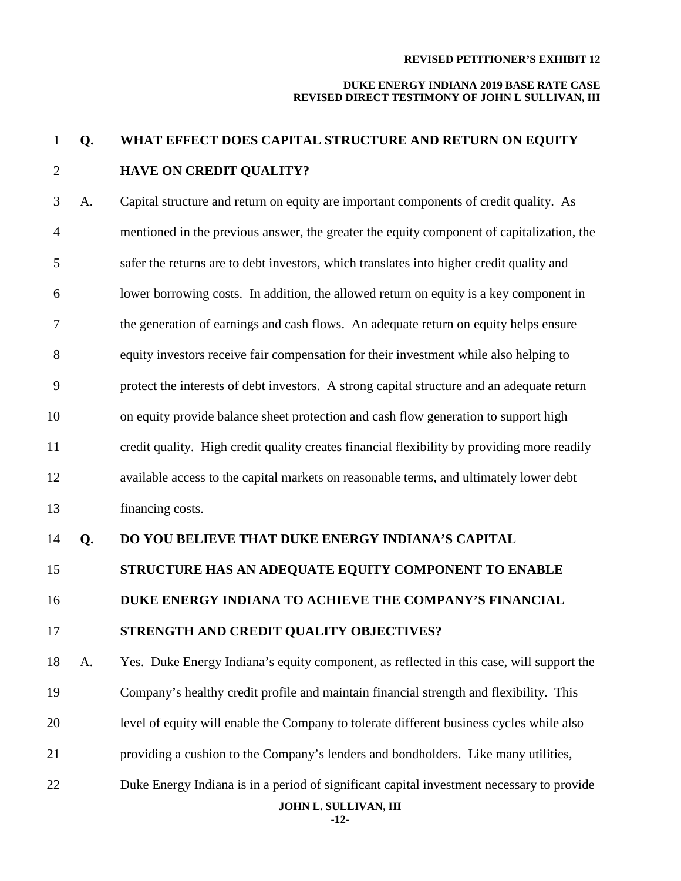**Q. WHAT EFFECT DOES CAPITAL STRUCTURE AND RETURN ON EQUITY HAVE ON CREDIT QUALITY?**

A. Capital structure and return on equity are important components of credit quality. As mentioned in the previous answer, the greater the equity component of capitalization, the safer the returns are to debt investors, which translates into higher credit quality and lower borrowing costs. In addition, the allowed return on equity is a key component in the generation of earnings and cash flows. An adequate return on equity helps ensure equity investors receive fair compensation for their investment while also helping to protect the interests of debt investors. A strong capital structure and an adequate return on equity provide balance sheet protection and cash flow generation to support high credit quality. High credit quality creates financial flexibility by providing more readily available access to the capital markets on reasonable terms, and ultimately lower debt financing costs.

**Q. DO YOU BELIEVE THAT DUKE ENERGY INDIANA'S CAPITAL STRUCTURE HAS AN ADEQUATE EQUITY COMPONENT TO ENABLE DUKE ENERGY INDIANA TO ACHIEVE THE COMPANY'S FINANCIAL STRENGTH AND CREDIT QUALITY OBJECTIVES?**

A. Yes. Duke Energy Indiana's equity component, as reflected in this case, will support the Company's healthy credit profile and maintain financial strength and flexibility. This level of equity will enable the Company to tolerate different business cycles while also providing a cushion to the Company's lenders and bondholders. Like many utilities, Duke Energy Indiana is in a period of significant capital investment necessary to provide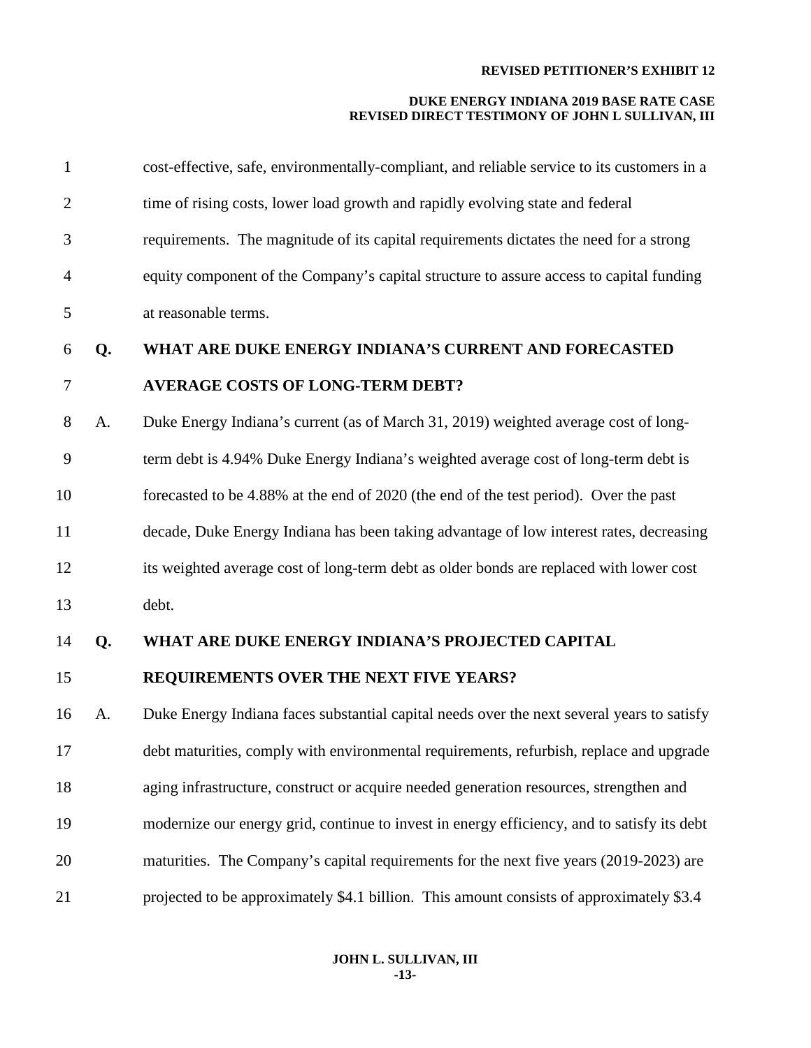cost-effective, safe, environmentally-compliant, and reliable service to its customers in a time of rising costs, lower load growth and rapidly evolving state and federal requirements. The magnitude of its capital requirements dictates the need for a strong equity component of the Company's capital structure to assure access to capital funding at reasonable terms.

**Q. WHAT ARE DUKE ENERGY INDIANA'S CURRENT AND FORECASTED AVERAGE COSTS OF LONG-TERM DEBT?**

A. Duke Energy Indiana's current (as of March 31, 2019) weighted average cost of long-term debt is 4.94% Duke Energy Indiana's weighted average cost of long-term debt is forecasted to be 4.88% at the end of 2020 (the end of the test period). Over the past decade, Duke Energy Indiana has been taking advantage of low interest rates, decreasing its weighted average cost of long-term debt as older bonds are replaced with lower cost debt.

**Q. WHAT ARE DUKE ENERGY INDIANA'S PROJECTED CAPITAL REQUIREMENTS OVER THE NEXT FIVE YEARS?**

A. Duke Energy Indiana faces substantial capital needs over the next several years to satisfy debt maturities, comply with environmental requirements, refurbish, replace and upgrade aging infrastructure, construct or acquire needed generation resources, strengthen and modernize our energy grid, continue to invest in energy efficiency, and to satisfy its debt maturities. The Company's capital requirements for the next five years (2019-2023) are projected to be approximately $4.1 billion. This amount consists of approximately $3.4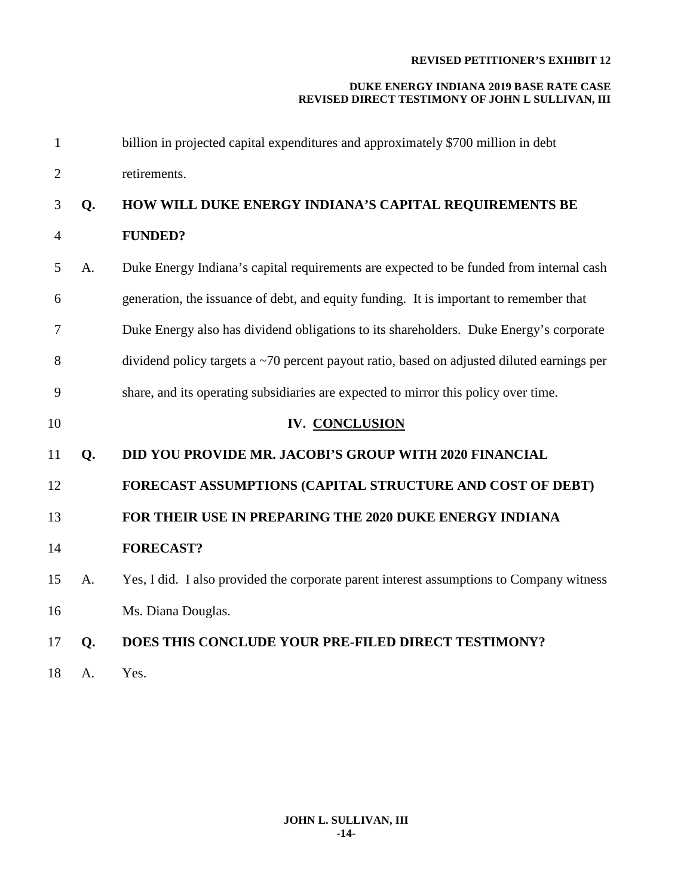billion in projected capital expenditures and approximately $700 million in debt retirements.

**Q. HOW WILL DUKE ENERGY INDIANA'S CAPITAL REQUIREMENTS BE FUNDED?**

A. Duke Energy Indiana's capital requirements are expected to be funded from internal cash generation, the issuance of debt, and equity funding. It is important to remember that Duke Energy also has dividend obligations to its shareholders. Duke Energy's corporate dividend policy targets a ~70 percent payout ratio, based on adjusted diluted earnings per share, and its operating subsidiaries are expected to mirror this policy over time.

## IV. CONCLUSION

**Q. DID YOU PROVIDE MR. JACOBI'S GROUP WITH 2020 FINANCIAL FORECAST ASSUMPTIONS (CAPITAL STRUCTURE AND COST OF DEBT) FOR THEIR USE IN PREPARING THE 2020 DUKE ENERGY INDIANA FORECAST?**

A. Yes, I did. I also provided the corporate parent interest assumptions to Company witness Ms. Diana Douglas.

**Q. DOES THIS CONCLUDE YOUR PRE-FILED DIRECT TESTIMONY?**

A. Yes.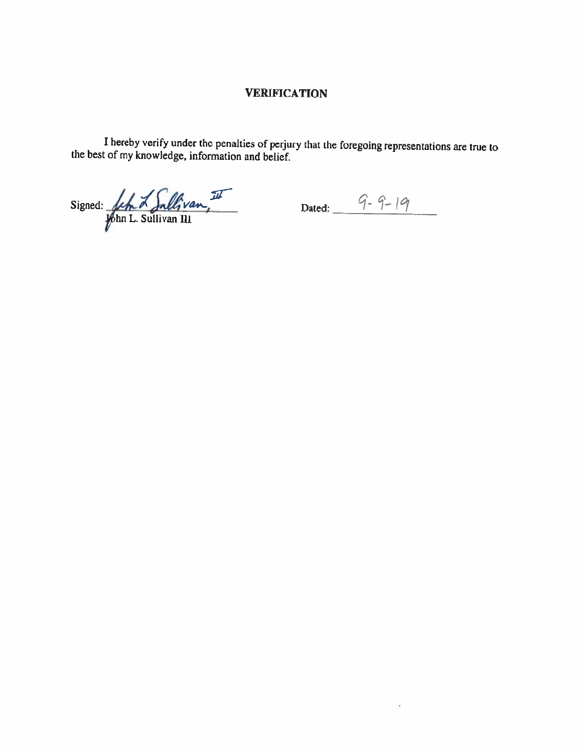## VERIFICATION

I hereby verify under the penalties of perjury that the foregoing representations are true to the best of my knowledge, information and belief.

Signed: John L. Sullivan III
John L. Sullivan III

Dated: 9-9-19